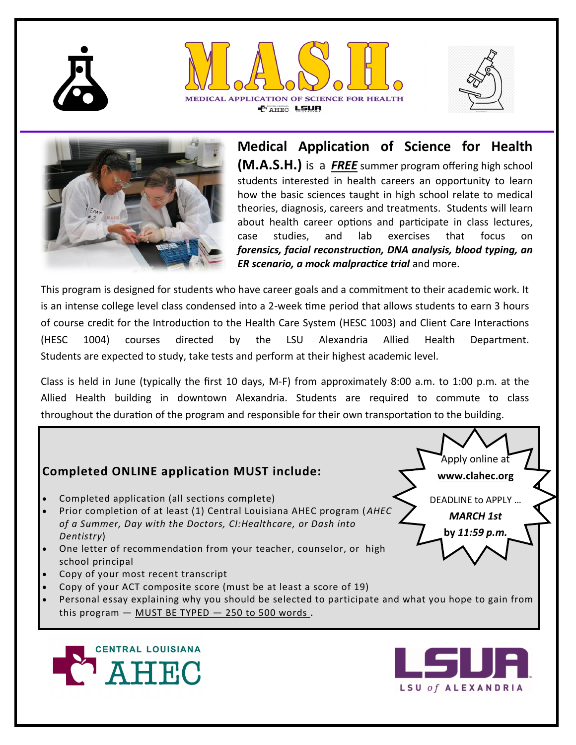# M.A.S.H.

MEDICAL APPLICATION OF SCIENCE FOR HEALTH

**Medical Application of Science for Health (M.A.S.H.)** is a ***FREE*** summer program offering high school students interested in health careers an opportunity to learn how the basic sciences taught in high school relate to medical theories, diagnosis, careers and treatments. Students will learn about health career options and participate in class lectures, case studies, and lab exercises that focus on ***forensics, facial reconstruction, DNA analysis, blood typing, an ER scenario, a mock malpractice trial*** and more.

This program is designed for students who have career goals and a commitment to their academic work. It is an intense college level class condensed into a 2-week time period that allows students to earn 3 hours of course credit for the Introduction to the Health Care System (HESC 1003) and Client Care Interactions (HESC 1004) courses directed by the LSU Alexandria Allied Health Department. Students are expected to study, take tests and perform at their highest academic level.

Class is held in June (typically the first 10 days, M-F) from approximately 8:00 a.m. to 1:00 p.m. at the Allied Health building in downtown Alexandria. Students are required to commute to class throughout the duration of the program and responsible for their own transportation to the building.

Apply online at **www.clahec.org**

DEADLINE to APPLY … ***MARCH 1st*** **by *11:59 p.m.***

## Completed ONLINE application MUST include:

- Completed application (all sections complete)
- Prior completion of at least (1) Central Louisiana AHEC program (*AHEC of a Summer, Day with the Doctors, CI:Healthcare, or Dash into Dentistry*)
- One letter of recommendation from your teacher, counselor, or high school principal
- Copy of your most recent transcript
- Copy of your ACT composite score (must be at least a score of 19)
- Personal essay explaining why you should be selected to participate and what you hope to gain from this program — MUST BE TYPED — 250 to 500 words.

CENTRAL LOUISIANA AHEC

LSUA — LSU of ALEXANDRIA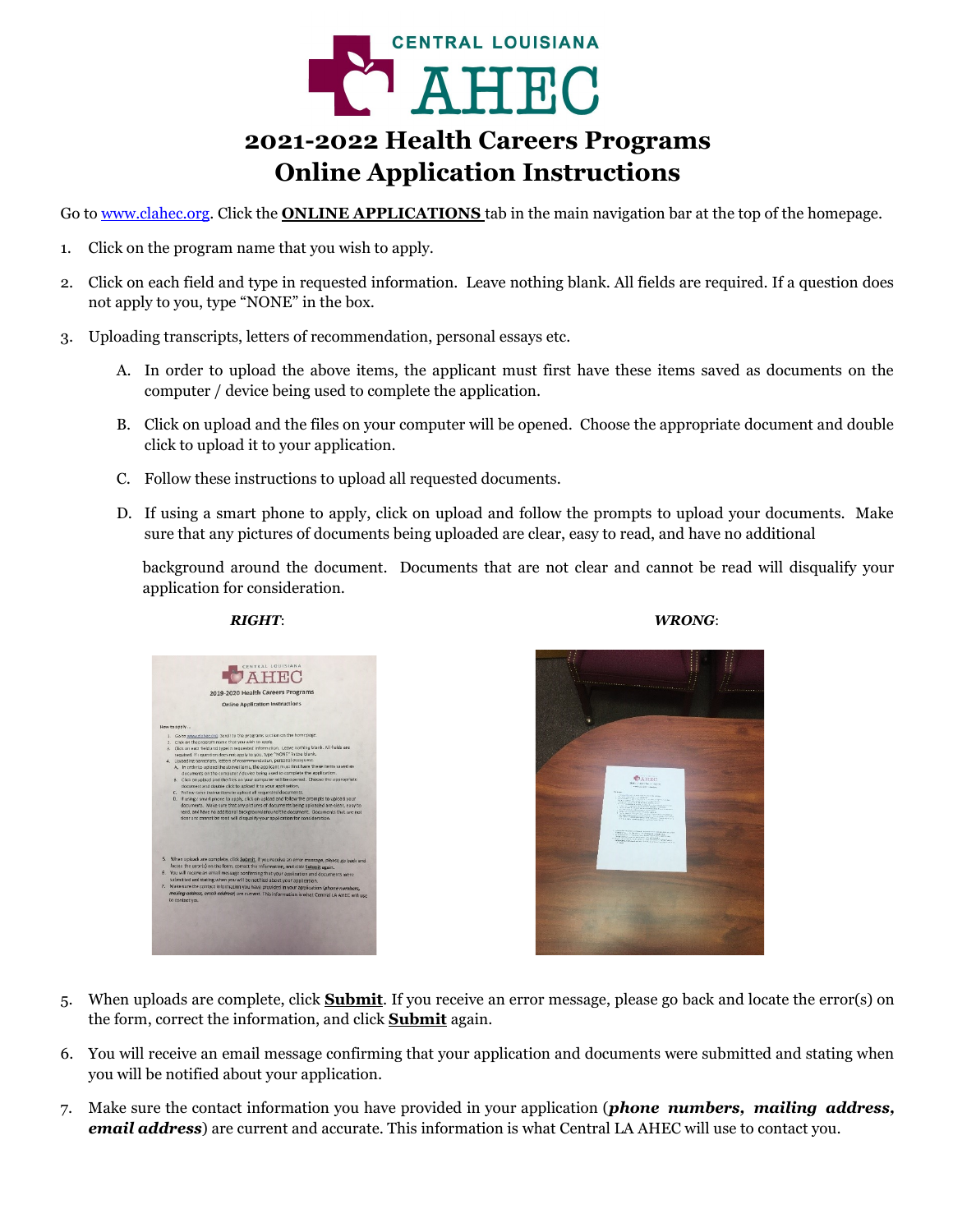# CENTRAL LOUISIANA AHEC

# 2021-2022 Health Careers Programs
# Online Application Instructions

Go to www.clahec.org. Click the **ONLINE APPLICATIONS** tab in the main navigation bar at the top of the homepage.

1. Click on the program name that you wish to apply.
2. Click on each field and type in requested information. Leave nothing blank. All fields are required. If a question does not apply to you, type "NONE" in the box.
3. Uploading transcripts, letters of recommendation, personal essays etc.
   - A. In order to upload the above items, the applicant must first have these items saved as documents on the computer / device being used to complete the application.
   - B. Click on upload and the files on your computer will be opened. Choose the appropriate document and double click to upload it to your application.
   - C. Follow these instructions to upload all requested documents.
   - D. If using a smart phone to apply, click on upload and follow the prompts to upload your documents. Make sure that any pictures of documents being uploaded are clear, easy to read, and have no additional background around the document. Documents that are not clear and cannot be read will disqualify your application for consideration.

***RIGHT***:

***WRONG***:

5. When uploads are complete, click **Submit**. If you receive an error message, please go back and locate the error(s) on the form, correct the information, and click **Submit** again.
6. You will receive an email message confirming that your application and documents were submitted and stating when you will be notified about your application.
7. Make sure the contact information you have provided in your application (***phone numbers, mailing address, email address***) are current and accurate. This information is what Central LA AHEC will use to contact you.